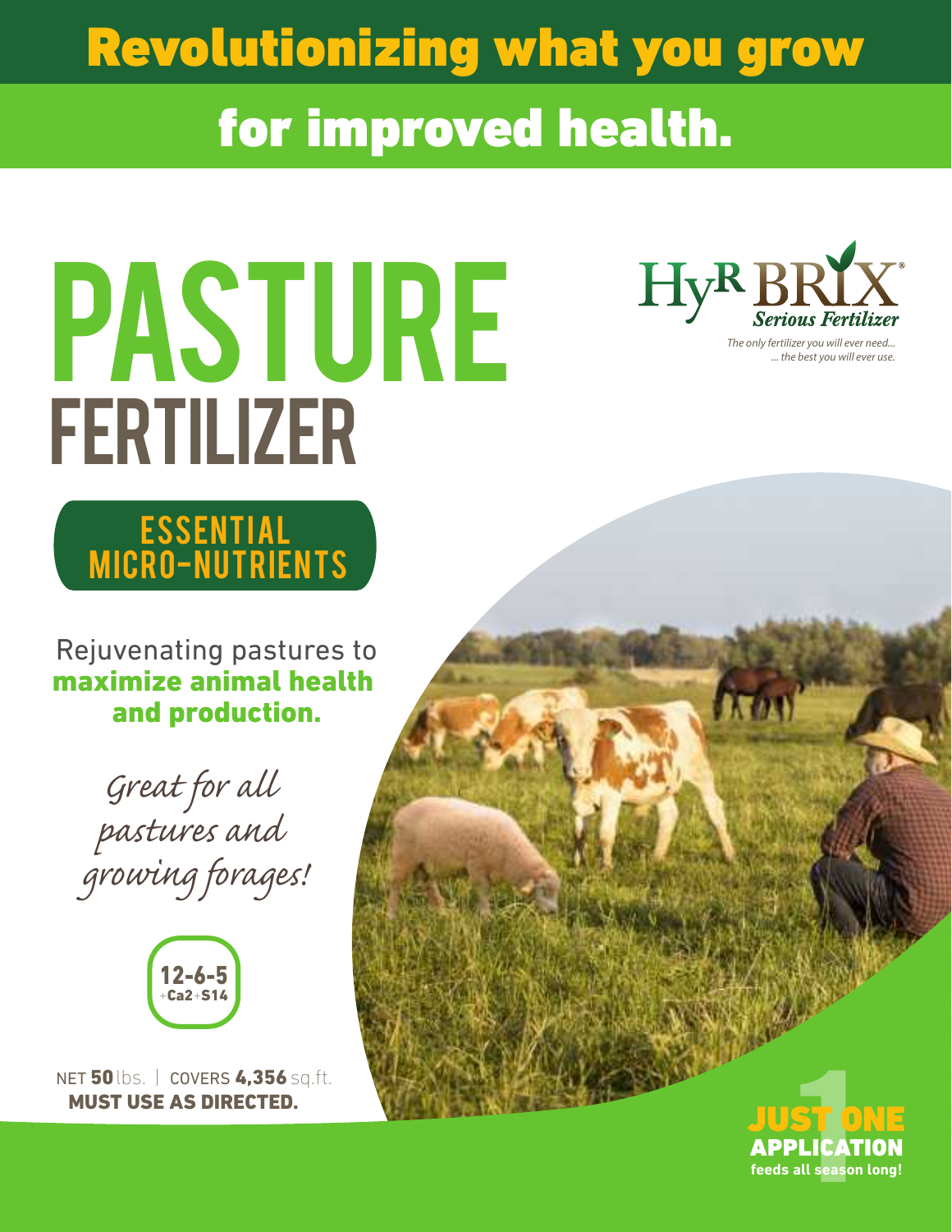# Revolutionizing what you grow for improved health.

# PASTURE FERTILIZER

HyR BRIX® Serious Fertilizer

*The only fertilizer you will ever need...*
*... the best you will ever use.*

## ESSENTIAL MICRO-NUTRIENTS

Rejuvenating pastures to **maximize animal health and production.**

*Great for all pastures and growing forages!*

**12-6-5**
+Ca2+S14

NET **50** lbs. | COVERS **4,356** sq.ft.

**MUST USE AS DIRECTED.**

**JUST ONE APPLICATION**
**feeds all season long!**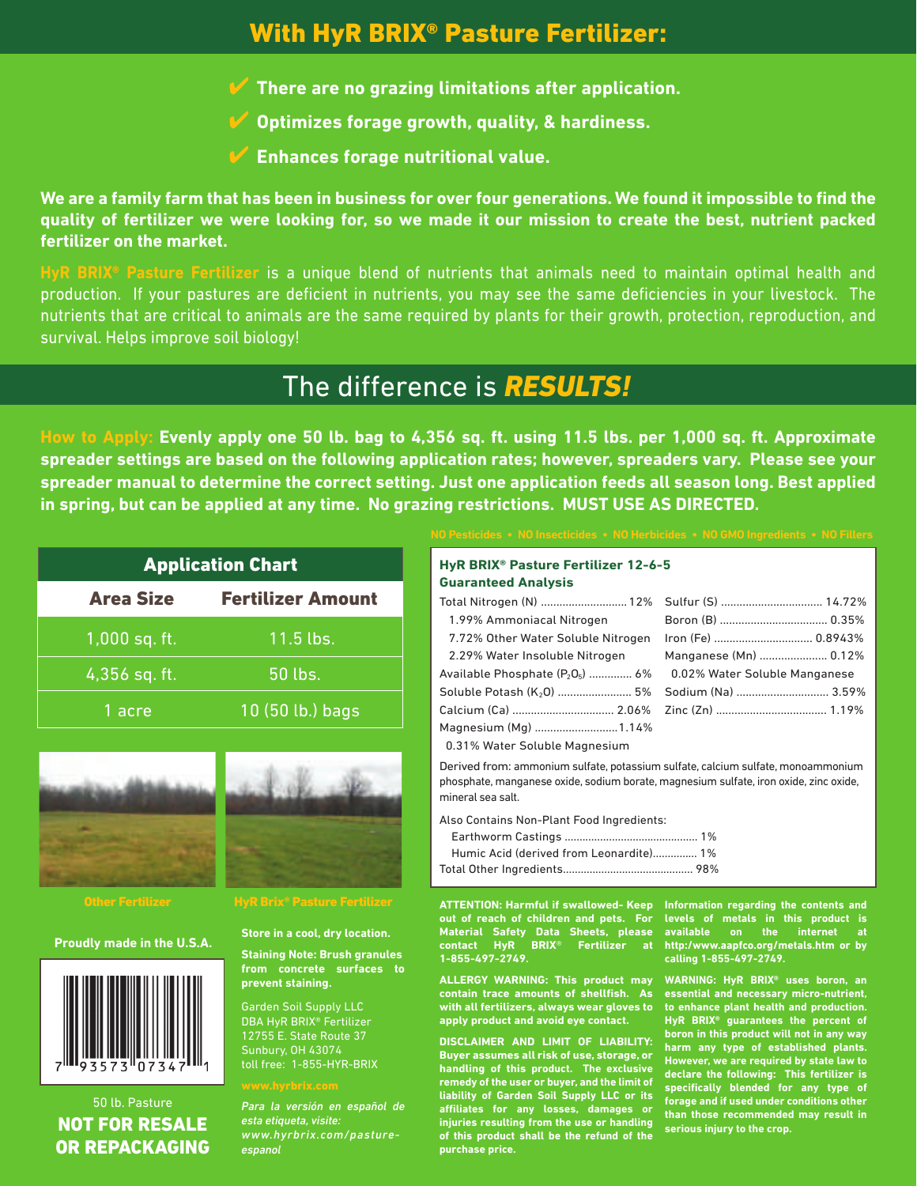## With HyR BRIX® Pasture Fertilizer:

- ✔ There are no grazing limitations after application.
- ✔ Optimizes forage growth, quality, & hardiness.
- ✔ Enhances forage nutritional value.

**We are a family farm that has been in business for over four generations. We found it impossible to find the quality of fertilizer we were looking for, so we made it our mission to create the best, nutrient packed fertilizer on the market.**

**HyR BRIX® Pasture Fertilizer** is a unique blend of nutrients that animals need to maintain optimal health and production. If your pastures are deficient in nutrients, you may see the same deficiencies in your livestock. The nutrients that are critical to animals are the same required by plants for their growth, protection, reproduction, and survival. Helps improve soil biology!

## The difference is *RESULTS!*

**How to Apply: Evenly apply one 50 lb. bag to 4,356 sq. ft. using 11.5 lbs. per 1,000 sq. ft. Approximate spreader settings are based on the following application rates; however, spreaders vary. Please see your spreader manual to determine the correct setting. Just one application feeds all season long. Best applied in spring, but can be applied at any time. No grazing restrictions. MUST USE AS DIRECTED.**

### Application Chart

| Area Size | Fertilizer Amount |
|---|---|
| 1,000 sq. ft. | 11.5 lbs. |
| 4,356 sq. ft. | 50 lbs. |
| 1 acre | 10 (50 lb.) bags |

Other Fertilizer

HyR Brix® Pasture Fertilizer

Proudly made in the U.S.A.

7 93573 07347 1

50 lb. Pasture

**NOT FOR RESALE OR REPACKAGING**

**Store in a cool, dry location.**

**Staining Note: Brush granules from concrete surfaces to prevent staining.**

Garden Soil Supply LLC
DBA HyR BRIX® Fertilizer
12755 E. State Route 37
Sunbury, OH 43074
toll free: 1-855-HYR-BRIX

www.hyrbrix.com

*Para la versión en español de esta etiqueta, visite: www.hyrbrix.com/pasture-espanol*

**NO Pesticides • NO Insecticides • NO Herbicides • NO GMO Ingredients • NO Fillers**

**HyR BRIX® Pasture Fertilizer 12-6-5**
**Guaranteed Analysis**

Total Nitrogen (N) ........................ 12%
  1.99% Ammoniacal Nitrogen
  7.72% Other Water Soluble Nitrogen
  2.29% Water Insoluble Nitrogen
Available Phosphate ($P_2O_5$) ............. 6%
Soluble Potash ($K_2O$) ........................ 5%
Calcium (Ca) ................................ 2.06%
Magnesium (Mg) ..........................1.14%
  0.31% Water Soluble Magnesium
Sulfur (S) ................................ 14.72%
Boron (B) .................................. 0.35%
Iron (Fe) ................................ 0.8943%
Manganese (Mn) ...................... 0.12%
  0.02% Water Soluble Manganese
Sodium (Na) ............................. 3.59%
Zinc (Zn) ................................... 1.19%

Derived from: ammonium sulfate, potassium sulfate, calcium sulfate, monoammonium phosphate, manganese oxide, sodium borate, magnesium sulfate, iron oxide, zinc oxide, mineral sea salt.

Also Contains Non-Plant Food Ingredients:
  Earthworm Castings ........................................ 1%
  Humic Acid (derived from Leonardite).............. 1%
Total Other Ingredients........................................ 98%

**ATTENTION: Harmful if swallowed- Keep out of reach of children and pets. For Material Safety Data Sheets, please contact HyR BRIX® Fertilizer at 1-855-497-2749.**

**ALLERGY WARNING: This product may contain trace amounts of shellfish. As with all fertilizers, always wear gloves to apply product and avoid eye contact.**

**DISCLAIMER AND LIMIT OF LIABILITY: Buyer assumes all risk of use, storage, or handling of this product. The exclusive remedy of the user or buyer, and the limit of liability of Garden Soil Supply LLC or its affiliates for any losses, damages or injuries resulting from the use or handling of this product shall be the refund of the purchase price.**

**Information regarding the contents and levels of metals in this product is available on the internet at http:/www.aapfco.org/metals.htm or by calling 1-855-497-2749.**

**WARNING: HyR BRIX® uses boron, an essential and necessary micro-nutrient, to enhance plant health and production. HyR BRIX® guarantees the percent of boron in this product will not in any way harm any type of established plants. However, we are required by state law to declare the following: This fertilizer is specifically blended for any type of forage and if used under conditions other than those recommended may result in serious injury to the crop.**